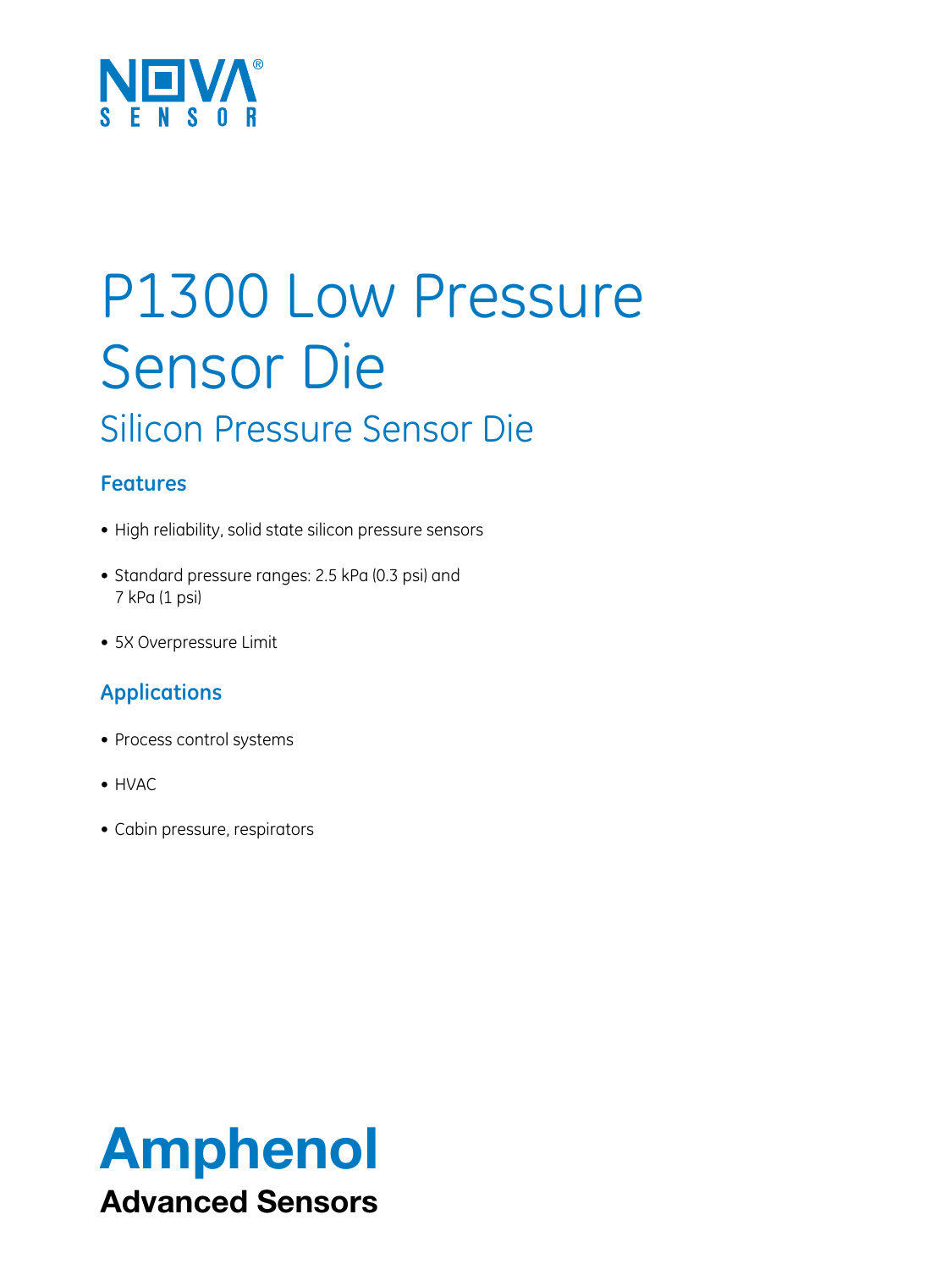NOVA® SENSOR

# P1300 Low Pressure Sensor Die

## Silicon Pressure Sensor Die

### Features

- High reliability, solid state silicon pressure sensors
- Standard pressure ranges: 2.5 kPa (0.3 psi) and 7 kPa (1 psi)
- 5X Overpressure Limit

### Applications

- Process control systems
- HVAC
- Cabin pressure, respirators

**Amphenol**
**Advanced Sensors**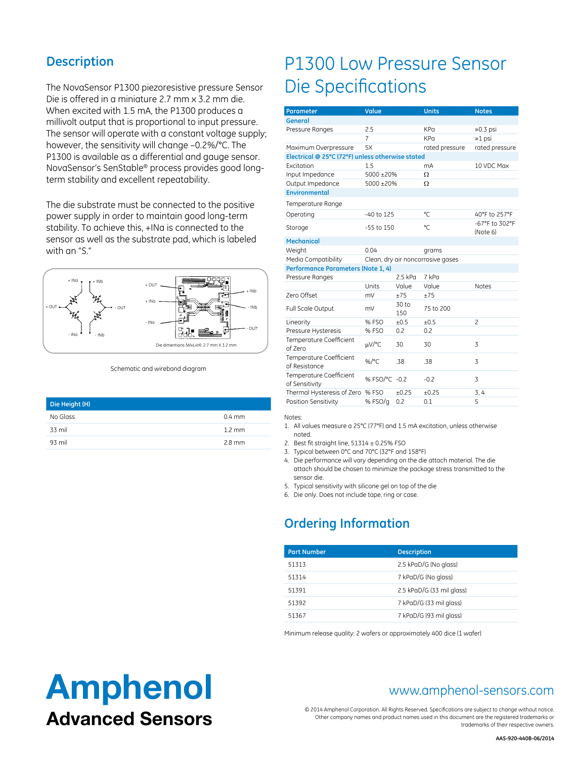## Description

The NovaSensor P1300 piezoresistive pressure Sensor Die is offered in a miniature 2.7 mm x 3.2 mm die. When excited with 1.5 mA, the P1300 produces a millivolt output that is proportional to input pressure. The sensor will operate with a constant voltage supply; however, the sensitivity will change –0.2%/°C. The P1300 is available as a differential and gauge sensor. NovaSensor's SenStable® process provides good long-term stability and excellent repeatability.

The die substrate must be connected to the positive power supply in order to maintain good long-term stability. To achieve this, +INa is connected to the sensor as well as the substrate pad, which is labeled with an "S."

+ INa
+ INb
+ OUT
- OUT
- INa
- INb
+ OUT
+ INa
- INa
+ INb
- INb
- OUT
Die dimentions (WxLxH): 2.7 mm X 3.2 mm

Schematic and wirebond diagram

| Die Height (H) | |
|---|---|
| No Glass | 0.4 mm |
| 33 mil | 1.2 mm |
| 93 mil | 2.8 mm |

# P1300 Low Pressure Sensor Die Specifications

| Parameter | Value | | Units | Notes |
|---|---|---|---|---|
| **General** | | | | |
| Pressure Ranges | 2.5 | | KPa | »0.3 psi |
| | 7 | | KPa | »1 psi |
| Maximum Overpressure | 5X | | rated pressure | rated pressure |
| **Electrical @ 25°C (72°F) unless otherwise stated** | | | | |
| Excitation | 1.5 | | mA | 10 VDC Max |
| Input Impedance | 5000 ±20% | | Ω | |
| Output Impedance | 5000 ±20% | | Ω | |
| **Environmental** | | | | |
| Temperature Range | | | | |
| Operating | -40 to 125 | | °C | 40°F to 257°F |
| Storage | -55 to 150 | | °C | -67°F to 302°F (Note 6) |
| **Mechanical** | | | | |
| Weight | 0.04 | | grams | |
| Media Compatibility | Clean, dry air noncorrosive gases | | | |
| **Performance Parameters (Note 1, 4)** | | | | |
| Pressure Ranges | | 2.5 kPa | 7 kPa | |
| | Units | Value | Value | Notes |
| Zero Offset | mV | ±75 | ±75 | |
| Full Scale Output | mV | 30 to 150 | 75 to 200 | |
| Linearity | % FSO | ±0.5 | ±0.5 | 2 |
| Pressure Hysteresis | % FSO | 0.2 | 0.2 | |
| Temperature Coefficient of Zero | µV/°C | 30 | 30 | 3 |
| Temperature Coefficient of Resistance | %/°C | .38 | .38 | 3 |
| Temperature Coefficient of Sensitivity | % FSO/°C | -0.2 | -0.2 | 3 |
| Thermal Hysteresis of Zero | % FSO | ±0.25 | ±0.25 | 3, 4 |
| Position Sensitivity | % FSO/g | 0.2 | 0.1 | 5 |

Notes:
1. All values measure a 25°C (77°F) and 1.5 mA excitation, unless otherwise noted.
2. Best fit straight line, 51314 ± 0.25% FSO
3. Typical between 0°C and 70°C (32°F and 158°F)
4. Die performance will vary depending on the die attach material. The die attach should be chosen to minimize the package stress transmitted to the sensor die.
5. Typical sensitivity with silicone gel on top of the die
6. Die only. Does not include tape, ring or case.

## Ordering Information

| Part Number | Description |
|---|---|
| 51313 | 2.5 kPaD/G (No glass) |
| 51314 | 7 kPaD/G (No glass) |
| 51391 | 2.5 kPaD/G (33 mil glass) |
| 51392 | 7 kPaD/G (33 mil glass) |
| 51367 | 7 kPaD/G (93 mil glass) |

Minimum release quality: 2 wafers or approximately 400 dice (1 wafer)

**Amphenol**
**Advanced Sensors**

www.amphenol-sensors.com

© 2014 Amphenol Corporation. All Rights Reserved. Specifications are subject to change without notice. Other company names and product names used in this document are the registered trademarks or trademarks of their respective owners.

AAS-920-440B-06/2014